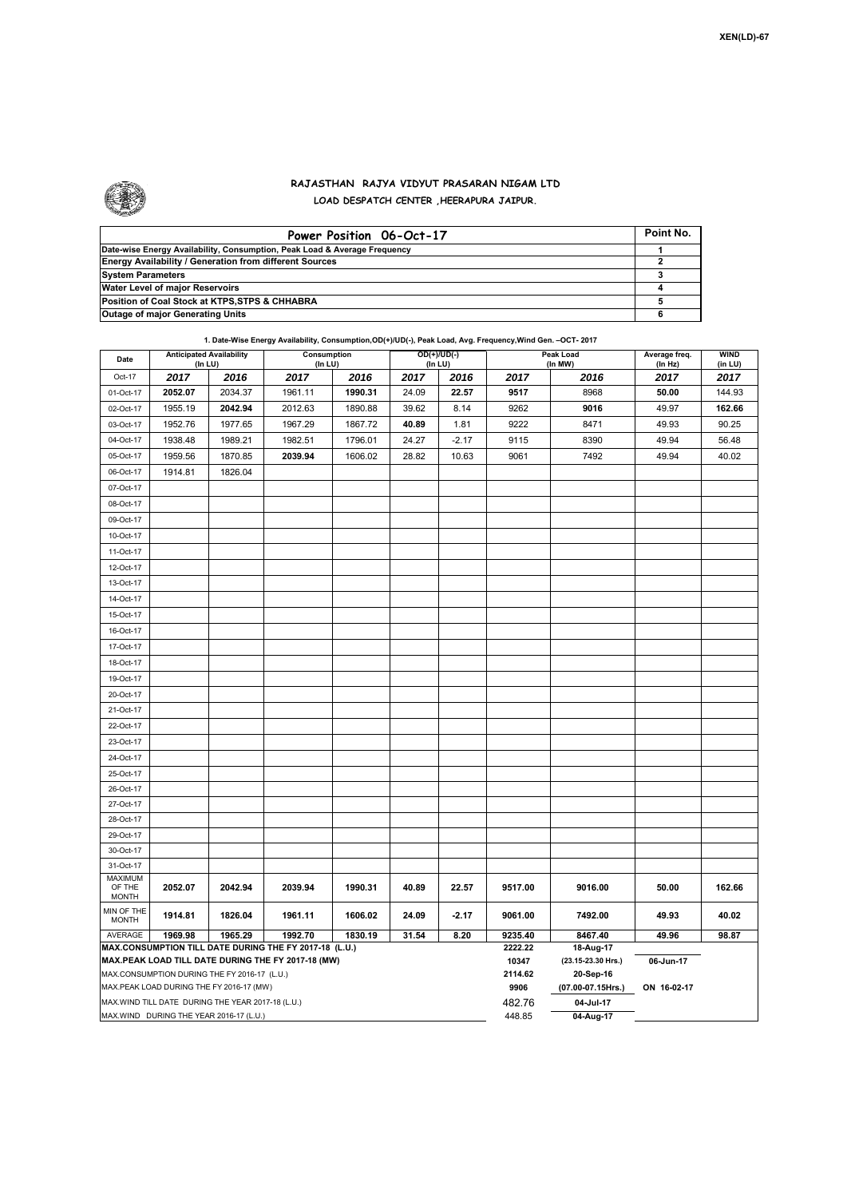XEN(LD)-67

# RAJASTHAN RAJYA VIDYUT PRASARAN NIGAM LTD
## LOAD DESPATCH CENTER ,HEERAPURA JAIPUR.

| Power Position 06-Oct-17 | Point No. |
|---|---|
| Date-wise Energy Availability, Consumption, Peak Load & Average Frequency | 1 |
| Energy Availability / Generation from different Sources | 2 |
| System Parameters | 3 |
| Water Level of major Reservoirs | 4 |
| Position of Coal Stock at KTPS,STPS & CHHABRA | 5 |
| Outage of major Generating Units | 6 |

**1. Date-Wise Energy Availability, Consumption,OD(+)/UD(-), Peak Load, Avg. Frequency,Wind Gen. –OCT- 2017**

| Date | Anticipated Availability (In LU) | | Consumption (In LU) | | OD(+)/UD(-) (In LU) | | Peak Load (In MW) | | Average freq. (In Hz) | WIND (in LU) |
|---|---|---|---|---|---|---|---|---|---|---|
| Oct-17 | 2017 | 2016 | 2017 | 2016 | 2017 | 2016 | 2017 | 2016 | 2017 | 2017 |
| 01-Oct-17 | 2052.07 | 2034.37 | 1961.11 | 1990.31 | 24.09 | 22.57 | 9517 | 8968 | 50.00 | 144.93 |
| 02-Oct-17 | 1955.19 | 2042.94 | 2012.63 | 1890.88 | 39.62 | 8.14 | 9262 | 9016 | 49.97 | 162.66 |
| 03-Oct-17 | 1952.76 | 1977.65 | 1967.29 | 1867.72 | 40.89 | 1.81 | 9222 | 8471 | 49.93 | 90.25 |
| 04-Oct-17 | 1938.48 | 1989.21 | 1982.51 | 1796.01 | 24.27 | -2.17 | 9115 | 8390 | 49.94 | 56.48 |
| 05-Oct-17 | 1959.56 | 1870.85 | 2039.94 | 1606.02 | 28.82 | 10.63 | 9061 | 7492 | 49.94 | 40.02 |
| 06-Oct-17 | 1914.81 | 1826.04 | | | | | | | | |
| 07-Oct-17 | | | | | | | | | | |
| 08-Oct-17 | | | | | | | | | | |
| 09-Oct-17 | | | | | | | | | | |
| 10-Oct-17 | | | | | | | | | | |
| 11-Oct-17 | | | | | | | | | | |
| 12-Oct-17 | | | | | | | | | | |
| 13-Oct-17 | | | | | | | | | | |
| 14-Oct-17 | | | | | | | | | | |
| 15-Oct-17 | | | | | | | | | | |
| 16-Oct-17 | | | | | | | | | | |
| 17-Oct-17 | | | | | | | | | | |
| 18-Oct-17 | | | | | | | | | | |
| 19-Oct-17 | | | | | | | | | | |
| 20-Oct-17 | | | | | | | | | | |
| 21-Oct-17 | | | | | | | | | | |
| 22-Oct-17 | | | | | | | | | | |
| 23-Oct-17 | | | | | | | | | | |
| 24-Oct-17 | | | | | | | | | | |
| 25-Oct-17 | | | | | | | | | | |
| 26-Oct-17 | | | | | | | | | | |
| 27-Oct-17 | | | | | | | | | | |
| 28-Oct-17 | | | | | | | | | | |
| 29-Oct-17 | | | | | | | | | | |
| 30-Oct-17 | | | | | | | | | | |
| 31-Oct-17 | | | | | | | | | | |
| MAXIMUM OF THE MONTH | 2052.07 | 2042.94 | 2039.94 | 1990.31 | 40.89 | 22.57 | 9517.00 | 9016.00 | 50.00 | 162.66 |
| MIN OF THE MONTH | 1914.81 | 1826.04 | 1961.11 | 1606.02 | 24.09 | -2.17 | 9061.00 | 7492.00 | 49.93 | 40.02 |
| AVERAGE | 1969.98 | 1965.29 | 1992.70 | 1830.19 | 31.54 | 8.20 | 9235.40 | 8467.40 | 49.96 | 98.87 |
| MAX.CONSUMPTION TILL DATE DURING THE FY 2017-18 (L.U.) | | | | | | | 2222.22 | 18-Aug-17 | | |
| MAX.PEAK LOAD TILL DATE DURING THE FY 2017-18 (MW) | | | | | | | 10347 | (23.15-23.30 Hrs.) | 06-Jun-17 | |
| MAX.CONSUMPTION DURING THE FY 2016-17 (L.U.) | | | | | | | 2114.62 | 20-Sep-16 | | |
| MAX.PEAK LOAD DURING THE FY 2016-17 (MW) | | | | | | | 9906 | (07.00-07.15Hrs.) | ON 16-02-17 | |
| MAX.WIND TILL DATE DURING THE YEAR 2017-18 (L.U.) | | | | | | | 482.76 | 04-Jul-17 | | |
| MAX.WIND DURING THE YEAR 2016-17 (L.U.) | | | | | | | 448.85 | 04-Aug-17 | | |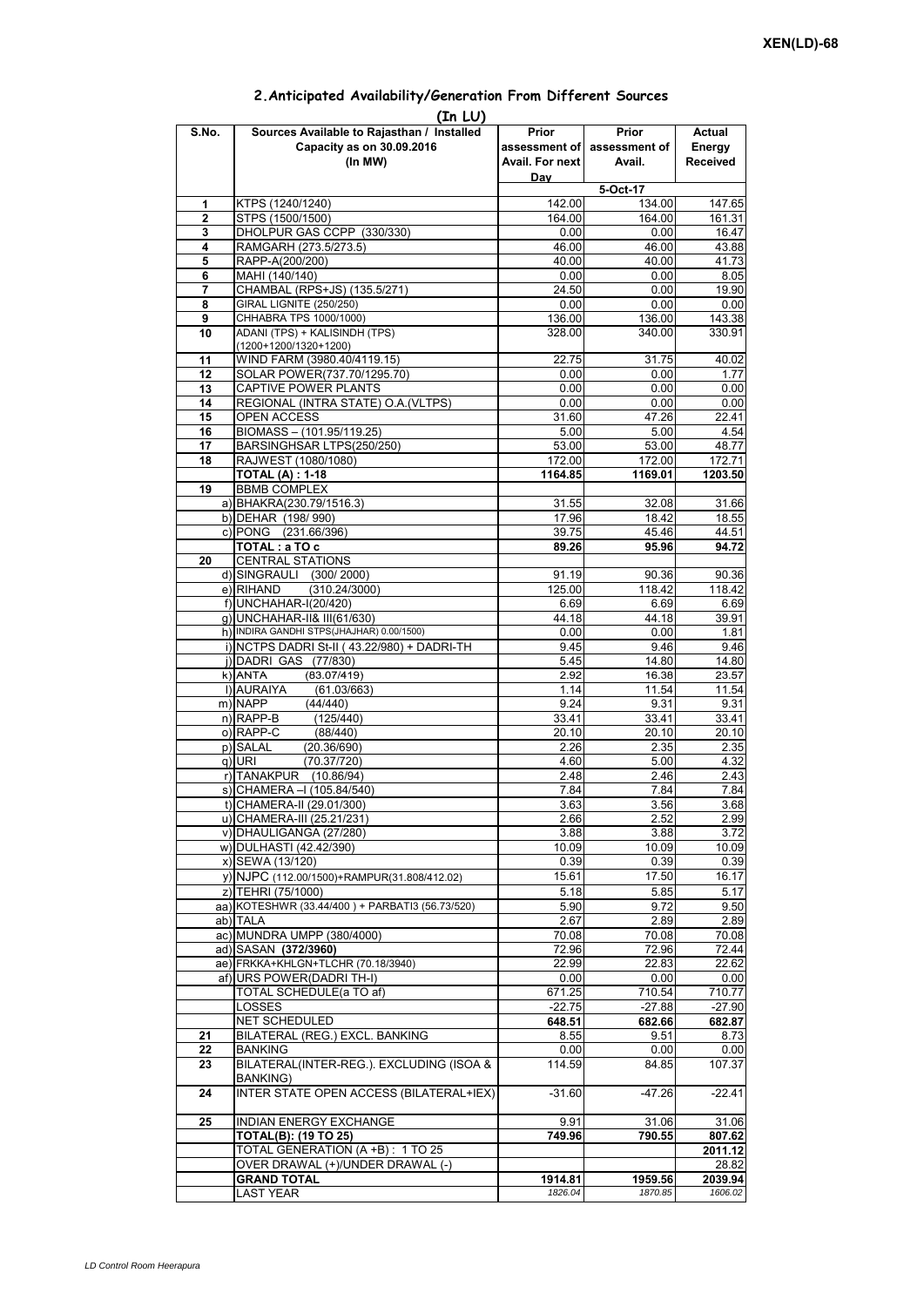XEN(LD)-68

## 2.Anticipated Availability/Generation From Different Sources

(In LU)

| S.No. | Sources Available to Rajasthan / Installed Capacity as on 30.09.2016 (In MW) | Prior assessment of Avail. For next Day | Prior assessment of Avail. | Actual Energy Received |
|---|---|---|---|---|
| | | | 5-Oct-17 | |
| 1 | KTPS (1240/1240) | 142.00 | 134.00 | 147.65 |
| 2 | STPS (1500/1500) | 164.00 | 164.00 | 161.31 |
| 3 | DHOLPUR GAS CCPP (330/330) | 0.00 | 0.00 | 16.47 |
| 4 | RAMGARH (273.5/273.5) | 46.00 | 46.00 | 43.88 |
| 5 | RAPP-A(200/200) | 40.00 | 40.00 | 41.73 |
| 6 | MAHI (140/140) | 0.00 | 0.00 | 8.05 |
| 7 | CHAMBAL (RPS+JS) (135.5/271) | 24.50 | 0.00 | 19.90 |
| 8 | GIRAL LIGNITE (250/250) | 0.00 | 0.00 | 0.00 |
| 9 | CHHABRA TPS 1000/1000) | 136.00 | 136.00 | 143.38 |
| 10 | ADANI (TPS) + KALISINDH (TPS) (1200+1200/1320+1200) | 328.00 | 340.00 | 330.91 |
| 11 | WIND FARM (3980.40/4119.15) | 22.75 | 31.75 | 40.02 |
| 12 | SOLAR POWER(737.70/1295.70) | 0.00 | 0.00 | 1.77 |
| 13 | CAPTIVE POWER PLANTS | 0.00 | 0.00 | 0.00 |
| 14 | REGIONAL (INTRA STATE) O.A.(VLTPS) | 0.00 | 0.00 | 0.00 |
| 15 | OPEN ACCESS | 31.60 | 47.26 | 22.41 |
| 16 | BIOMASS – (101.95/119.25) | 5.00 | 5.00 | 4.54 |
| 17 | BARSINGHSAR LTPS(250/250) | 53.00 | 53.00 | 48.77 |
| 18 | RAJWEST (1080/1080) | 172.00 | 172.00 | 172.71 |
| | **TOTAL (A) : 1-18** | **1164.85** | **1169.01** | **1203.50** |
| 19 | BBMB COMPLEX | | | |
| | a) BHAKRA(230.79/1516.3) | 31.55 | 32.08 | 31.66 |
| | b) DEHAR (198/ 990) | 17.96 | 18.42 | 18.55 |
| | c) PONG (231.66/396) | 39.75 | 45.46 | 44.51 |
| | **TOTAL : a TO c** | **89.26** | **95.96** | **94.72** |
| 20 | CENTRAL STATIONS | | | |
| | d) SINGRAULI (300/ 2000) | 91.19 | 90.36 | 90.36 |
| | e) RIHAND (310.24/3000) | 125.00 | 118.42 | 118.42 |
| | f) UNCHAHAR-I(20/420) | 6.69 | 6.69 | 6.69 |
| | g) UNCHAHAR-II& III(61/630) | 44.18 | 44.18 | 39.91 |
| | h) INDIRA GANDHI STPS(JHAJHAR) 0.00/1500) | 0.00 | 0.00 | 1.81 |
| | i) NCTPS DADRI St-II ( 43.22/980) + DADRI-TH | 9.45 | 9.46 | 9.46 |
| | j) DADRI GAS (77/830) | 5.45 | 14.80 | 14.80 |
| | k) ANTA (83.07/419) | 2.92 | 16.38 | 23.57 |
| | l) AURAIYA (61.03/663) | 1.14 | 11.54 | 11.54 |
| | m) NAPP (44/440) | 9.24 | 9.31 | 9.31 |
| | n) RAPP-B (125/440) | 33.41 | 33.41 | 33.41 |
| | o) RAPP-C (88/440) | 20.10 | 20.10 | 20.10 |
| | p) SALAL (20.36/690) | 2.26 | 2.35 | 2.35 |
| | q) URI (70.37/720) | 4.60 | 5.00 | 4.32 |
| | r) TANAKPUR (10.86/94) | 2.48 | 2.46 | 2.43 |
| | s) CHAMERA –I (105.84/540) | 7.84 | 7.84 | 7.84 |
| | t) CHAMERA-II (29.01/300) | 3.63 | 3.56 | 3.68 |
| | u) CHAMERA-III (25.21/231) | 2.66 | 2.52 | 2.99 |
| | v) DHAULIGANGA (27/280) | 3.88 | 3.88 | 3.72 |
| | w) DULHASTI (42.42/390) | 10.09 | 10.09 | 10.09 |
| | x) SEWA (13/120) | 0.39 | 0.39 | 0.39 |
| | y) NJPC (112.00/1500)+RAMPUR(31.808/412.02) | 15.61 | 17.50 | 16.17 |
| | z) TEHRI (75/1000) | 5.18 | 5.85 | 5.17 |
| | aa) KOTESHWR (33.44/400 ) + PARBATI3 (56.73/520) | 5.90 | 9.72 | 9.50 |
| | ab) TALA | 2.67 | 2.89 | 2.89 |
| | ac) MUNDRA UMPP (380/4000) | 70.08 | 70.08 | 70.08 |
| | ad) SASAN **(372/3960)** | 72.96 | 72.96 | 72.44 |
| | ae) FRKKA+KHLGN+TLCHR (70.18/3940) | 22.99 | 22.83 | 22.62 |
| | af) URS POWER(DADRI TH-I) | 0.00 | 0.00 | 0.00 |
| | TOTAL SCHEDULE(a TO af) | 671.25 | 710.54 | 710.77 |
| | LOSSES | -22.75 | -27.88 | -27.90 |
| | NET SCHEDULED | 648.51 | 682.66 | 682.87 |
| 21 | BILATERAL (REG.) EXCL. BANKING | 8.55 | 9.51 | 8.73 |
| 22 | BANKING | 0.00 | 0.00 | 0.00 |
| 23 | BILATERAL(INTER-REG.). EXCLUDING (ISOA & BANKING) | 114.59 | 84.85 | 107.37 |
| 24 | INTER STATE OPEN ACCESS (BILATERAL+IEX) | -31.60 | -47.26 | -22.41 |
| 25 | INDIAN ENERGY EXCHANGE | 9.91 | 31.06 | 31.06 |
| | **TOTAL(B): (19 TO 25)** | **749.96** | **790.55** | **807.62** |
| | TOTAL GENERATION (A +B) : 1 TO 25 | | | **2011.12** |
| | OVER DRAWAL (+)/UNDER DRAWAL (-) | | | 28.82 |
| | **GRAND TOTAL** | **1914.81** | **1959.56** | **2039.94** |
| | LAST YEAR | *1826.04* | *1870.85* | *1606.02* |

*LD Control Room Heerapura*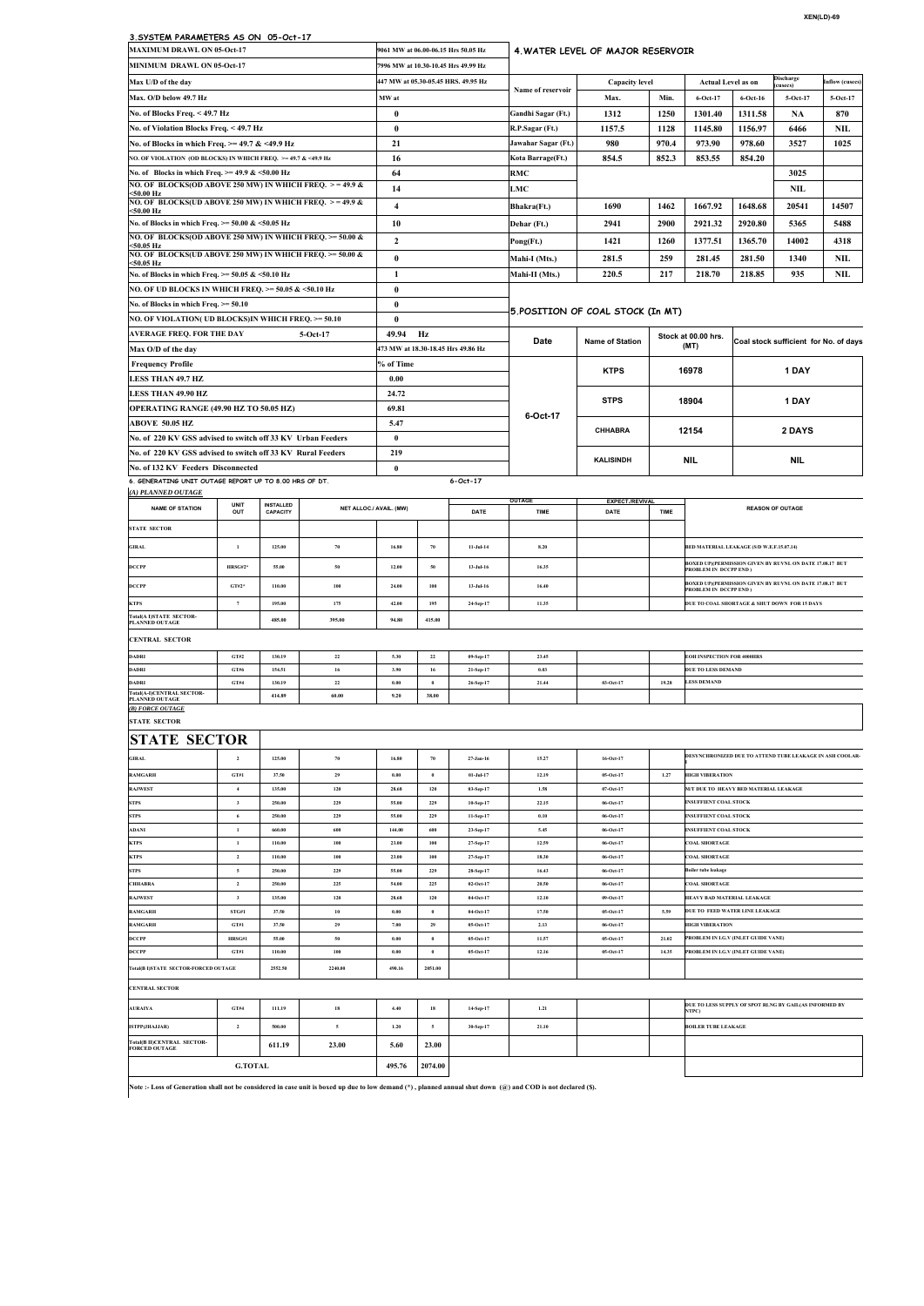XEN(LD)-69

## 3. SYSTEM PARAMETERS AS ON 05-Oct-17

| | |
|---|---|
| MAXIMUM DRAWL ON 05-Oct-17 | 9061 MW at 06.00-06.15 Hrs 50.05 Hz |
| MINIMUM DRAWL ON 05-Oct-17 | 7996 MW at 10.30-10.45 Hrs 49.99 Hz |
| Max U/D of the day | 447 MW at 05.30-05.45 HRS. 49.95 Hz |
| Max. O/D below 49.7 Hz | MW at |
| No. of Blocks Freq. < 49.7 Hz | 0 |
| No. of Violation Blocks Freq. < 49.7 Hz | 0 |
| No. of Blocks in which Freq. >= 49.7 & <49.9 Hz | 21 |
| NO. OF VIOLATION (OD BLOCKS) IN WHICH FREQ. >= 49.7 & <49.9 Hz | 16 |
| No. of Blocks in which Freq. >= 49.9 & <50.00 Hz | 64 |
| NO. OF BLOCKS(OD ABOVE 250 MW) IN WHICH FREQ. > = 49.9 & <50.00 Hz | 14 |
| NO. OF BLOCKS(UD ABOVE 250 MW) IN WHICH FREQ. > = 49.9 & <50.00 Hz | 4 |
| No. of Blocks in which Freq. >= 50.00 & <50.05 Hz | 10 |
| NO. OF BLOCKS(OD ABOVE 250 MW) IN WHICH FREQ. >= 50.00 & <50.05 Hz | 2 |
| NO. OF BLOCKS(UD ABOVE 250 MW) IN WHICH FREQ. >= 50.00 & <50.05 Hz | 0 |
| No. of Blocks in which Freq. >= 50.05 & <50.10 Hz | 1 |
| NO. OF UD BLOCKS IN WHICH FREQ. >= 50.05 & <50.10 Hz | 0 |
| No. of Blocks in which Freq. >= 50.10 | 0 |
| NO. OF VIOLATION( UD BLOCKS)IN WHICH FREQ. >= 50.10 | 0 |
| AVERAGE FREQ. FOR THE DAY 5-Oct-17 | 49.94 Hz |
| Max O/D of the day | 473 MW at 18.30-18.45 Hrs 49.86 Hz |
| Frequency Profile | % of Time |
| LESS THAN 49.7 HZ | 0.00 |
| LESS THAN 49.90 HZ | 24.72 |
| OPERATING RANGE (49.90 HZ TO 50.05 HZ) | 69.81 |
| ABOVE 50.05 HZ | 5.47 |
| No. of 220 KV GSS advised to switch off 33 KV Urban Feeders | 0 |
| No. of 220 KV GSS advised to switch off 33 KV Rural Feeders | 219 |
| No. of 132 KV Feeders Disconnected | 0 |

## 4. WATER LEVEL OF MAJOR RESERVOIR

| Name of reservoir | Capacity level Max. | Min. | Actual Level as on 6-Oct-17 | 6-Oct-16 | Discharge (cusecs) 5-Oct-17 | Inflow (cusecs) 5-Oct-17 |
|---|---|---|---|---|---|---|
| Gandhi Sagar (Ft.) | 1312 | 1250 | 1301.40 | 1311.58 | NA | 870 |
| R.P.Sagar (Ft.) | 1157.5 | 1128 | 1145.80 | 1156.97 | 6466 | NIL |
| Jawahar Sagar (Ft.) | 980 | 970.4 | 973.90 | 978.60 | 3527 | 1025 |
| Kota Barrage(Ft.) | 854.5 | 852.3 | 853.55 | 854.20 | | |
| RMC | | | | | 3025 | |
| LMC | | | | | NIL | |
| Bhakra(Ft.) | 1690 | 1462 | 1667.92 | 1648.68 | 20541 | 14507 |
| Dehar (Ft.) | 2941 | 2900 | 2921.32 | 2920.80 | 5365 | 5488 |
| Pong(Ft.) | 1421 | 1260 | 1377.51 | 1365.70 | 14002 | 4318 |
| Mahi-I (Mts.) | 281.5 | 259 | 281.45 | 281.50 | 1340 | NIL |
| Mahi-II (Mts.) | 220.5 | 217 | 218.70 | 218.85 | 935 | NIL |

## 5. POSITION OF COAL STOCK (In MT)

| Date | Name of Station | Stock at 00.00 hrs. (MT) | Coal stock sufficient for No. of days |
|---|---|---|---|
| 6-Oct-17 | KTPS | 16978 | 1 DAY |
| | STPS | 18904 | 1 DAY |
| | CHHABRA | 12154 | 2 DAYS |
| | KALISINDH | NIL | NIL |

## 6. GENERATING UNIT OUTAGE REPORT UP TO 8.00 HRS OF DT. 6-Oct-17

### (A) PLANNED OUTAGE

| NAME OF STATION | UNIT OUT | INSTALLED CAPACITY | NET ALLOC./ AVAIL. (MW) | | | OUTAGE DATE | OUTAGE TIME | EXPECT./REVIVAL DATE | TIME | REASON OF OUTAGE |
|---|---|---|---|---|---|---|---|---|---|---|
| **STATE SECTOR** | | | | | | | | | | |
| GIRAL | 1 | 125.00 | 70 | 16.80 | 70 | 11-Jul-14 | 8.20 | | | BED MATERIAL LEAKAGE (S/D W.E.F.15.07.14) |
| DCCPP | HRSG#2* | 55.00 | 50 | 12.00 | 50 | 13-Jul-16 | 16.35 | | | BOXED UP(PERMISSION GIVEN BY RUVNL ON DATE 17.08.17 BUT PROBLEM IN DCCPP END) |
| DCCPP | GT#2* | 110.00 | 100 | 24.00 | 100 | 13-Jul-16 | 16.40 | | | BOXED UP(PERMISSION GIVEN BY RUVNL ON DATE 17.08.17 BUT PROBLEM IN DCCPP END) |
| KTPS | 7 | 195.00 | 175 | 42.00 | 195 | 24-Sep-17 | 11.35 | | | DUE TO COAL SHORTAGE & SHUT DOWN FOR 15 DAYS |
| Total(A I)STATE SECTOR-PLANNED OUTAGE | | 485.00 | 395.00 | 94.80 | 415.00 | | | | | |
| **CENTRAL SECTOR** | | | | | | | | | | |
| DADRI | GT#2 | 130.19 | 22 | 5.30 | 22 | 09-Sep-17 | 23.45 | | | EOH INSPECTION FOR 4000HRS |
| DADRI | GT#6 | 154.51 | 16 | 3.90 | 16 | 21-Sep-17 | 0.03 | | | DUE TO LESS DEMAND |
| DADRI | GT#4 | 130.19 | 22 | 0.00 | 0 | 26-Sep-17 | 21.44 | 03-Oct-17 | 19.28 | LESS DEMAND |
| Total(A-II)CENTRAL SECTOR-PLANNED OUTAGE | | 414.89 | 60.00 | 9.20 | 38.00 | | | | | |

### (B) FORCE OUTAGE

**STATE SECTOR**

# STATE SECTOR

| NAME OF STATION | UNIT OUT | INSTALLED CAPACITY | NET ALLOC./ AVAIL. (MW) | | | OUTAGE DATE | OUTAGE TIME | EXPECT./REVIVAL DATE | TIME | REASON OF OUTAGE |
|---|---|---|---|---|---|---|---|---|---|---|
| GIRAL | 2 | 125.00 | 70 | 16.80 | 70 | 27-Jan-16 | 15.27 | 16-Oct-17 | | DESYNCHRONIZED DUE TO ATTEND TUBE LEAKAGE IN ASH COOLAR-B |
| RAMGARH | GT#1 | 37.50 | 29 | 0.00 | 0 | 01-Jul-17 | 12.19 | 05-Oct-17 | 1.27 | HIGH VIBERATION |
| RAJWEST | 4 | 135.00 | 120 | 28.68 | 120 | 03-Sep-17 | 1.58 | 07-Oct-17 | | S/T DUE TO HEAVY BED MATERIAL LEAKAGE |
| STPS | 3 | 250.00 | 229 | 55.00 | 229 | 10-Sep-17 | 22.15 | 06-Oct-17 | | INSUFFIENT COAL STOCK |
| STPS | 6 | 250.00 | 229 | 55.00 | 229 | 11-Sep-17 | 0.10 | 06-Oct-17 | | INSUFFIENT COAL STOCK |
| ADANI | 1 | 660.00 | 600 | 144.00 | 600 | 23-Sep-17 | 5.45 | 06-Oct-17 | | INSUFFIENT COAL STOCK |
| KTPS | 1 | 110.00 | 100 | 23.00 | 100 | 27-Sep-17 | 12.59 | 06-Oct-17 | | COAL SHORTAGE |
| KTPS | 2 | 110.00 | 100 | 23.00 | 100 | 27-Sep-17 | 18.30 | 06-Oct-17 | | COAL SHORTAGE |
| STPS | 5 | 250.00 | 229 | 55.00 | 229 | 28-Sep-17 | 16.43 | 06-Oct-17 | | Boiler tube leakage |
| CHHABRA | 2 | 250.00 | 225 | 54.00 | 225 | 02-Oct-17 | 20.50 | 06-Oct-17 | | COAL SHORTAGE |
| RAJWEST | 3 | 135.00 | 120 | 28.68 | 120 | 04-Oct-17 | 12.10 | 09-Oct-17 | | HEAVY BAD MATERIAL LEAKAGE |
| RAMGARH | STG#1 | 37.50 | 10 | 0.00 | 0 | 04-Oct-17 | 17.50 | 05-Oct-17 | 5.59 | DUE TO FEED WATER LINE LEAKAGE |
| RAMGARH | GT#1 | 37.50 | 29 | 7.00 | 29 | 05-Oct-17 | 2.13 | 06-Oct-17 | | HIGH VIBERATION |
| DCCPP | HRSG#1 | 55.00 | 50 | 0.00 | 0 | 05-Oct-17 | 11.57 | 05-Oct-17 | 21.02 | PROBLEM IN I.G.V (INLET GUIDE VANE) |
| DCCPP | GT#1 | 110.00 | 100 | 0.00 | 0 | 05-Oct-17 | 12.16 | 05-Oct-17 | 14.35 | PROBLEM IN I.G.V (INLET GUIDE VANE) |
| Total(B I)STATE SECTOR-FORCED OUTAGE | | 2552.50 | 2240.00 | 490.16 | 2051.00 | | | | | |
| **CENTRAL SECTOR** | | | | | | | | | | |
| AURAIYA | GT#4 | 111.19 | 18 | 4.40 | 18 | 14-Sep-17 | 1.21 | | | DUE TO LESS SUPPLY OF SPOT RLNG BY GAIL(AS INFORMED BY NTPC) |
| ISTPP(JHAJJAR) | 2 | 500.00 | 5 | 1.20 | 5 | 30-Sep-17 | 21.10 | | | BOILER TUBE LEAKAGE |
| Total(B II)CENTRAL SECTOR-FORCED OUTAGE | | 611.19 | 23.00 | 5.60 | 23.00 | | | | | |
| G.TOTAL | | | | 495.76 | 2074.00 | | | | | |

Note :- Loss of Generation shall not be considered in case unit is boxed up due to low demand (*) , planned annual shut down (@) and COD is not declared ($).